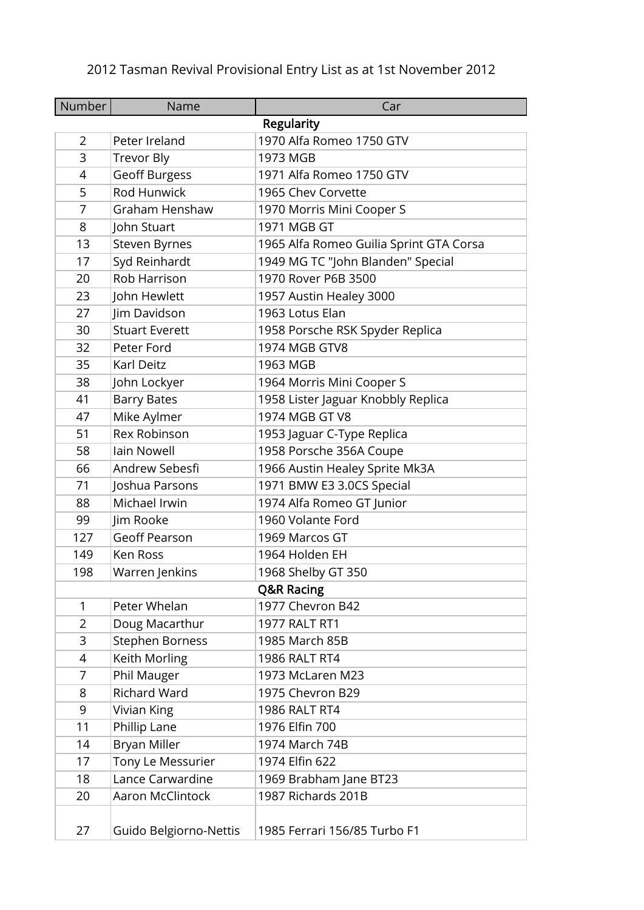2012 Tasman Revival Provisional Entry List as at 1st November 2012

| Number | Name | Car |
|---|---|---|
| | **Regularity** | |
| 2 | Peter Ireland | 1970 Alfa Romeo 1750 GTV |
| 3 | Trevor Bly | 1973 MGB |
| 4 | Geoff Burgess | 1971 Alfa Romeo 1750 GTV |
| 5 | Rod Hunwick | 1965 Chev Corvette |
| 7 | Graham Henshaw | 1970 Morris Mini Cooper S |
| 8 | John Stuart | 1971 MGB GT |
| 13 | Steven Byrnes | 1965 Alfa Romeo Guilia Sprint GTA Corsa |
| 17 | Syd Reinhardt | 1949 MG TC "John Blanden" Special |
| 20 | Rob Harrison | 1970 Rover P6B 3500 |
| 23 | John Hewlett | 1957 Austin Healey 3000 |
| 27 | Jim Davidson | 1963 Lotus Elan |
| 30 | Stuart Everett | 1958 Porsche RSK Spyder Replica |
| 32 | Peter Ford | 1974 MGB GTV8 |
| 35 | Karl Deitz | 1963 MGB |
| 38 | John Lockyer | 1964 Morris Mini Cooper S |
| 41 | Barry Bates | 1958 Lister Jaguar Knobbly Replica |
| 47 | Mike Aylmer | 1974 MGB GT V8 |
| 51 | Rex Robinson | 1953 Jaguar C-Type Replica |
| 58 | Iain Nowell | 1958 Porsche 356A Coupe |
| 66 | Andrew Sebesfi | 1966 Austin Healey Sprite Mk3A |
| 71 | Joshua Parsons | 1971 BMW E3 3.0CS Special |
| 88 | Michael Irwin | 1974 Alfa Romeo GT Junior |
| 99 | Jim Rooke | 1960 Volante Ford |
| 127 | Geoff Pearson | 1969 Marcos GT |
| 149 | Ken Ross | 1964 Holden EH |
| 198 | Warren Jenkins | 1968 Shelby GT 350 |
| | **Q&R Racing** | |
| 1 | Peter Whelan | 1977 Chevron B42 |
| 2 | Doug Macarthur | 1977 RALT RT1 |
| 3 | Stephen Borness | 1985 March 85B |
| 4 | Keith Morling | 1986 RALT RT4 |
| 7 | Phil Mauger | 1973 McLaren M23 |
| 8 | Richard Ward | 1975 Chevron B29 |
| 9 | Vivian King | 1986 RALT RT4 |
| 11 | Phillip Lane | 1976 Elfin 700 |
| 14 | Bryan Miller | 1974 March 74B |
| 17 | Tony Le Messurier | 1974 Elfin 622 |
| 18 | Lance Carwardine | 1969 Brabham Jane BT23 |
| 20 | Aaron McClintock | 1987 Richards 201B |
| 27 | Guido Belgiorno-Nettis | 1985 Ferrari 156/85 Turbo F1 |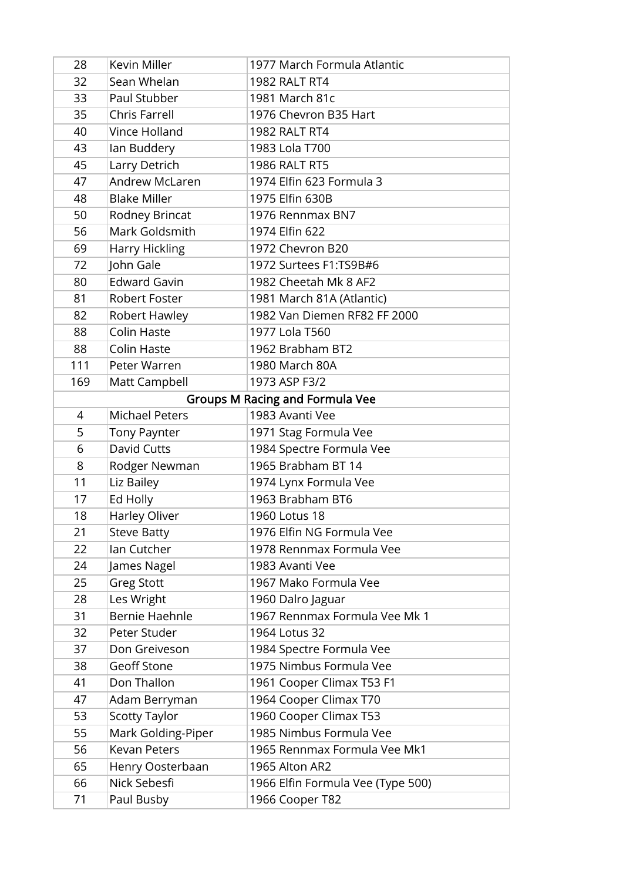| | | |
|---|---|---|
| 28 | Kevin Miller | 1977 March Formula Atlantic |
| 32 | Sean Whelan | 1982 RALT RT4 |
| 33 | Paul Stubber | 1981 March 81c |
| 35 | Chris Farrell | 1976 Chevron B35 Hart |
| 40 | Vince Holland | 1982 RALT RT4 |
| 43 | Ian Buddery | 1983 Lola T700 |
| 45 | Larry Detrich | 1986 RALT RT5 |
| 47 | Andrew McLaren | 1974 Elfin 623 Formula 3 |
| 48 | Blake Miller | 1975 Elfin 630B |
| 50 | Rodney Brincat | 1976 Rennmax BN7 |
| 56 | Mark Goldsmith | 1974 Elfin 622 |
| 69 | Harry Hickling | 1972 Chevron B20 |
| 72 | John Gale | 1972 Surtees F1:TS9B#6 |
| 80 | Edward Gavin | 1982 Cheetah Mk 8 AF2 |
| 81 | Robert Foster | 1981 March 81A (Atlantic) |
| 82 | Robert Hawley | 1982 Van Diemen RF82 FF 2000 |
| 88 | Colin Haste | 1977 Lola T560 |
| 88 | Colin Haste | 1962 Brabham BT2 |
| 111 | Peter Warren | 1980 March 80A |
| 169 | Matt Campbell | 1973 ASP F3/2 |
| **Groups M Racing and Formula Vee** | | |
| 4 | Michael Peters | 1983 Avanti Vee |
| 5 | Tony Paynter | 1971 Stag Formula Vee |
| 6 | David Cutts | 1984 Spectre Formula Vee |
| 8 | Rodger Newman | 1965 Brabham BT 14 |
| 11 | Liz Bailey | 1974 Lynx Formula Vee |
| 17 | Ed Holly | 1963 Brabham BT6 |
| 18 | Harley Oliver | 1960 Lotus 18 |
| 21 | Steve Batty | 1976 Elfin NG Formula Vee |
| 22 | Ian Cutcher | 1978 Rennmax Formula Vee |
| 24 | James Nagel | 1983 Avanti Vee |
| 25 | Greg Stott | 1967 Mako Formula Vee |
| 28 | Les Wright | 1960 Dalro Jaguar |
| 31 | Bernie Haehnle | 1967 Rennmax Formula Vee Mk 1 |
| 32 | Peter Studer | 1964 Lotus 32 |
| 37 | Don Greiveson | 1984 Spectre Formula Vee |
| 38 | Geoff Stone | 1975 Nimbus Formula Vee |
| 41 | Don Thallon | 1961 Cooper Climax T53 F1 |
| 47 | Adam Berryman | 1964 Cooper Climax T70 |
| 53 | Scotty Taylor | 1960 Cooper Climax T53 |
| 55 | Mark Golding-Piper | 1985 Nimbus Formula Vee |
| 56 | Kevan Peters | 1965 Rennmax Formula Vee Mk1 |
| 65 | Henry Oosterbaan | 1965 Alton AR2 |
| 66 | Nick Sebesfi | 1966 Elfin Formula Vee (Type 500) |
| 71 | Paul Busby | 1966 Cooper T82 |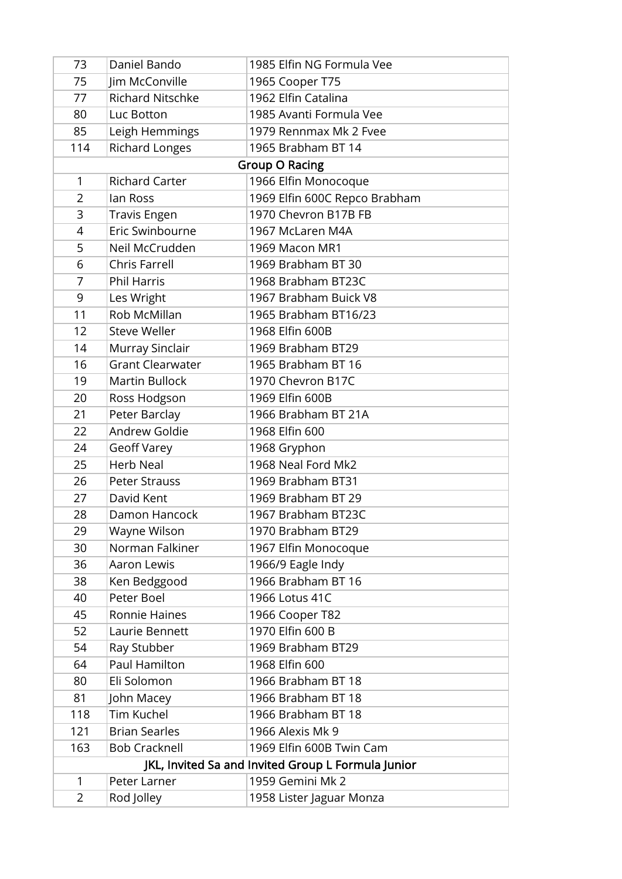| | | |
|---|---|---|
| 73 | Daniel Bando | 1985 Elfin NG Formula Vee |
| 75 | Jim McConville | 1965 Cooper T75 |
| 77 | Richard Nitschke | 1962 Elfin Catalina |
| 80 | Luc Botton | 1985 Avanti Formula Vee |
| 85 | Leigh Hemmings | 1979 Rennmax Mk 2 Fvee |
| 114 | Richard Longes | 1965 Brabham BT 14 |
| **Group O Racing** | | |
| 1 | Richard Carter | 1966 Elfin Monocoque |
| 2 | Ian Ross | 1969 Elfin 600C Repco Brabham |
| 3 | Travis Engen | 1970 Chevron B17B FB |
| 4 | Eric Swinbourne | 1967 McLaren M4A |
| 5 | Neil McCrudden | 1969 Macon MR1 |
| 6 | Chris Farrell | 1969 Brabham BT 30 |
| 7 | Phil Harris | 1968 Brabham BT23C |
| 9 | Les Wright | 1967 Brabham Buick V8 |
| 11 | Rob McMillan | 1965 Brabham BT16/23 |
| 12 | Steve Weller | 1968 Elfin 600B |
| 14 | Murray Sinclair | 1969 Brabham BT29 |
| 16 | Grant Clearwater | 1965 Brabham BT 16 |
| 19 | Martin Bullock | 1970 Chevron B17C |
| 20 | Ross Hodgson | 1969 Elfin 600B |
| 21 | Peter Barclay | 1966 Brabham BT 21A |
| 22 | Andrew Goldie | 1968 Elfin 600 |
| 24 | Geoff Varey | 1968 Gryphon |
| 25 | Herb Neal | 1968 Neal Ford Mk2 |
| 26 | Peter Strauss | 1969 Brabham BT31 |
| 27 | David Kent | 1969 Brabham BT 29 |
| 28 | Damon Hancock | 1967 Brabham BT23C |
| 29 | Wayne Wilson | 1970 Brabham BT29 |
| 30 | Norman Falkiner | 1967 Elfin Monocoque |
| 36 | Aaron Lewis | 1966/9 Eagle Indy |
| 38 | Ken Bedggood | 1966 Brabham BT 16 |
| 40 | Peter Boel | 1966 Lotus 41C |
| 45 | Ronnie Haines | 1966 Cooper T82 |
| 52 | Laurie Bennett | 1970 Elfin 600 B |
| 54 | Ray Stubber | 1969 Brabham BT29 |
| 64 | Paul Hamilton | 1968 Elfin 600 |
| 80 | Eli Solomon | 1966 Brabham BT 18 |
| 81 | John Macey | 1966 Brabham BT 18 |
| 118 | Tim Kuchel | 1966 Brabham BT 18 |
| 121 | Brian Searles | 1966 Alexis Mk 9 |
| 163 | Bob Cracknell | 1969 Elfin 600B Twin Cam |
| **JKL, Invited Sa and Invited Group L Formula Junior** | | |
| 1 | Peter Larner | 1959 Gemini Mk 2 |
| 2 | Rod Jolley | 1958 Lister Jaguar Monza |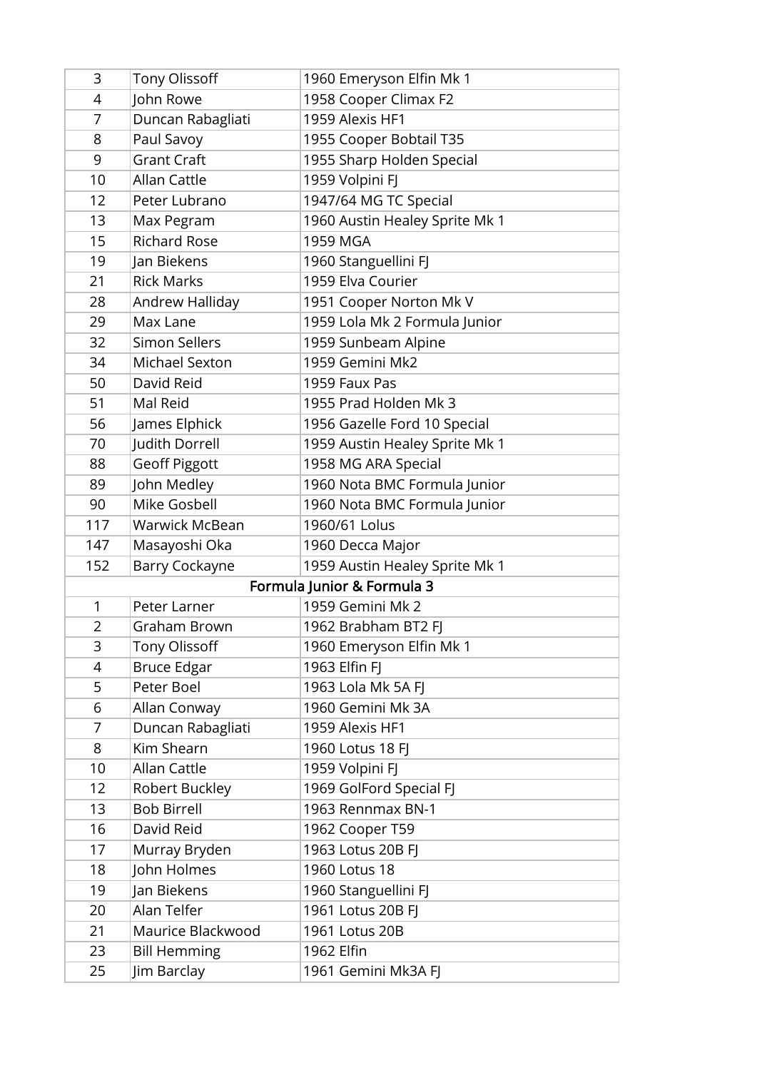| | | |
|---|---|---|
| 3 | Tony Olissoff | 1960 Emeryson Elfin Mk 1 |
| 4 | John Rowe | 1958 Cooper Climax F2 |
| 7 | Duncan Rabagliati | 1959 Alexis HF1 |
| 8 | Paul Savoy | 1955 Cooper Bobtail T35 |
| 9 | Grant Craft | 1955 Sharp Holden Special |
| 10 | Allan Cattle | 1959 Volpini FJ |
| 12 | Peter Lubrano | 1947/64 MG TC Special |
| 13 | Max Pegram | 1960 Austin Healey Sprite Mk 1 |
| 15 | Richard Rose | 1959 MGA |
| 19 | Jan Biekens | 1960 Stanguellini FJ |
| 21 | Rick Marks | 1959 Elva Courier |
| 28 | Andrew Halliday | 1951 Cooper Norton Mk V |
| 29 | Max Lane | 1959 Lola Mk 2 Formula Junior |
| 32 | Simon Sellers | 1959 Sunbeam Alpine |
| 34 | Michael Sexton | 1959 Gemini Mk2 |
| 50 | David Reid | 1959 Faux Pas |
| 51 | Mal Reid | 1955 Prad Holden Mk 3 |
| 56 | James Elphick | 1956 Gazelle Ford 10 Special |
| 70 | Judith Dorrell | 1959 Austin Healey Sprite Mk 1 |
| 88 | Geoff Piggott | 1958 MG ARA Special |
| 89 | John Medley | 1960 Nota BMC Formula Junior |
| 90 | Mike Gosbell | 1960 Nota BMC Formula Junior |
| 117 | Warwick McBean | 1960/61 Lolus |
| 147 | Masayoshi Oka | 1960 Decca Major |
| 152 | Barry Cockayne | 1959 Austin Healey Sprite Mk 1 |
| | **Formula Junior & Formula 3** | |
| 1 | Peter Larner | 1959 Gemini Mk 2 |
| 2 | Graham Brown | 1962 Brabham BT2 FJ |
| 3 | Tony Olissoff | 1960 Emeryson Elfin Mk 1 |
| 4 | Bruce Edgar | 1963 Elfin FJ |
| 5 | Peter Boel | 1963 Lola Mk 5A FJ |
| 6 | Allan Conway | 1960 Gemini Mk 3A |
| 7 | Duncan Rabagliati | 1959 Alexis HF1 |
| 8 | Kim Shearn | 1960 Lotus 18 FJ |
| 10 | Allan Cattle | 1959 Volpini FJ |
| 12 | Robert Buckley | 1969 GolFord Special FJ |
| 13 | Bob Birrell | 1963 Rennmax BN-1 |
| 16 | David Reid | 1962 Cooper T59 |
| 17 | Murray Bryden | 1963 Lotus 20B FJ |
| 18 | John Holmes | 1960 Lotus 18 |
| 19 | Jan Biekens | 1960 Stanguellini FJ |
| 20 | Alan Telfer | 1961 Lotus 20B FJ |
| 21 | Maurice Blackwood | 1961 Lotus 20B |
| 23 | Bill Hemming | 1962 Elfin |
| 25 | Jim Barclay | 1961 Gemini Mk3A FJ |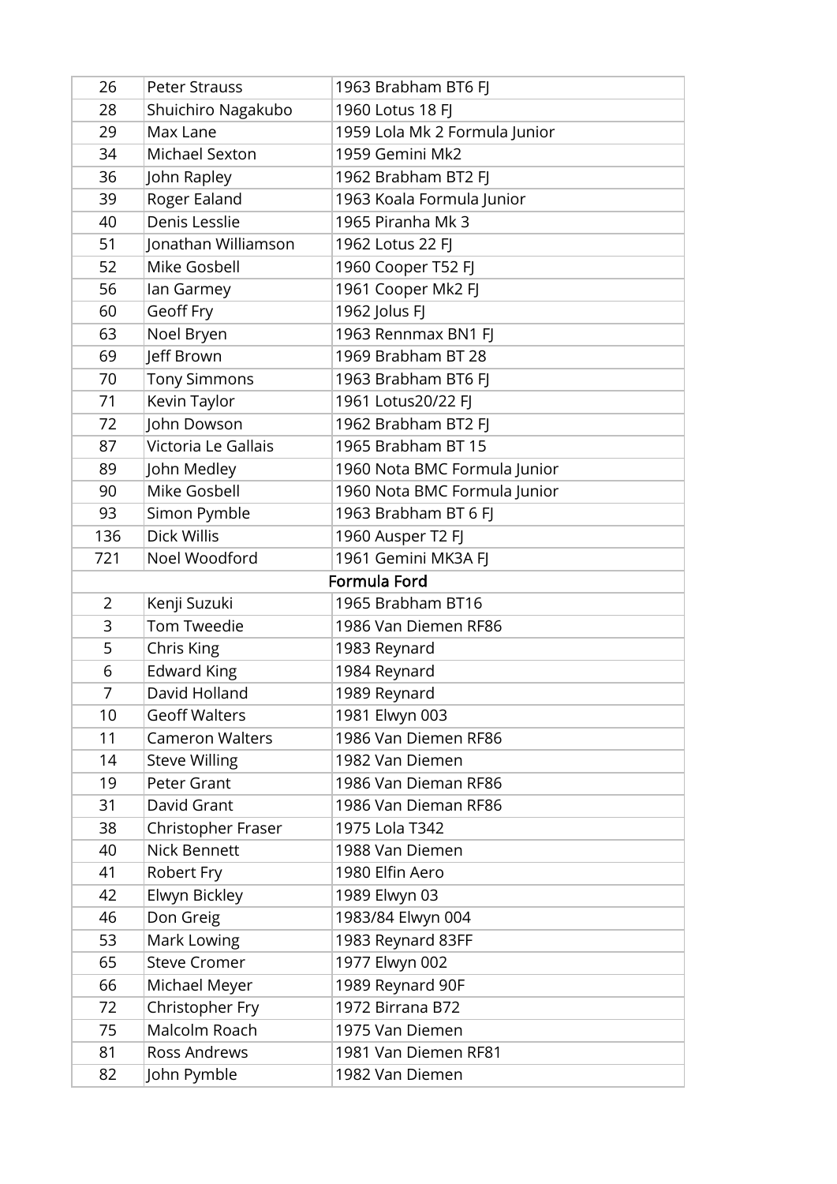| | | |
|---|---|---|
| 26 | Peter Strauss | 1963 Brabham BT6 FJ |
| 28 | Shuichiro Nagakubo | 1960 Lotus 18 FJ |
| 29 | Max Lane | 1959 Lola Mk 2 Formula Junior |
| 34 | Michael Sexton | 1959 Gemini Mk2 |
| 36 | John Rapley | 1962 Brabham BT2 FJ |
| 39 | Roger Ealand | 1963 Koala Formula Junior |
| 40 | Denis Lesslie | 1965 Piranha Mk 3 |
| 51 | Jonathan Williamson | 1962 Lotus 22 FJ |
| 52 | Mike Gosbell | 1960 Cooper T52 FJ |
| 56 | Ian Garmey | 1961 Cooper Mk2 FJ |
| 60 | Geoff Fry | 1962 Jolus FJ |
| 63 | Noel Bryen | 1963 Rennmax BN1 FJ |
| 69 | Jeff Brown | 1969 Brabham BT 28 |
| 70 | Tony Simmons | 1963 Brabham BT6 FJ |
| 71 | Kevin Taylor | 1961 Lotus20/22 FJ |
| 72 | John Dowson | 1962 Brabham BT2 FJ |
| 87 | Victoria Le Gallais | 1965 Brabham BT 15 |
| 89 | John Medley | 1960 Nota BMC Formula Junior |
| 90 | Mike Gosbell | 1960 Nota BMC Formula Junior |
| 93 | Simon Pymble | 1963 Brabham BT 6 FJ |
| 136 | Dick Willis | 1960 Ausper T2 FJ |
| 721 | Noel Woodford | 1961 Gemini MK3A FJ |
| | Formula Ford | |
| 2 | Kenji Suzuki | 1965 Brabham BT16 |
| 3 | Tom Tweedie | 1986 Van Diemen RF86 |
| 5 | Chris King | 1983 Reynard |
| 6 | Edward King | 1984 Reynard |
| 7 | David Holland | 1989 Reynard |
| 10 | Geoff Walters | 1981 Elwyn 003 |
| 11 | Cameron Walters | 1986 Van Diemen RF86 |
| 14 | Steve Willing | 1982 Van Diemen |
| 19 | Peter Grant | 1986 Van Dieman RF86 |
| 31 | David Grant | 1986 Van Dieman RF86 |
| 38 | Christopher Fraser | 1975 Lola T342 |
| 40 | Nick Bennett | 1988 Van Diemen |
| 41 | Robert Fry | 1980 Elfin Aero |
| 42 | Elwyn Bickley | 1989 Elwyn 03 |
| 46 | Don Greig | 1983/84 Elwyn 004 |
| 53 | Mark Lowing | 1983 Reynard 83FF |
| 65 | Steve Cromer | 1977 Elwyn 002 |
| 66 | Michael Meyer | 1989 Reynard 90F |
| 72 | Christopher Fry | 1972 Birrana B72 |
| 75 | Malcolm Roach | 1975 Van Diemen |
| 81 | Ross Andrews | 1981 Van Diemen RF81 |
| 82 | John Pymble | 1982 Van Diemen |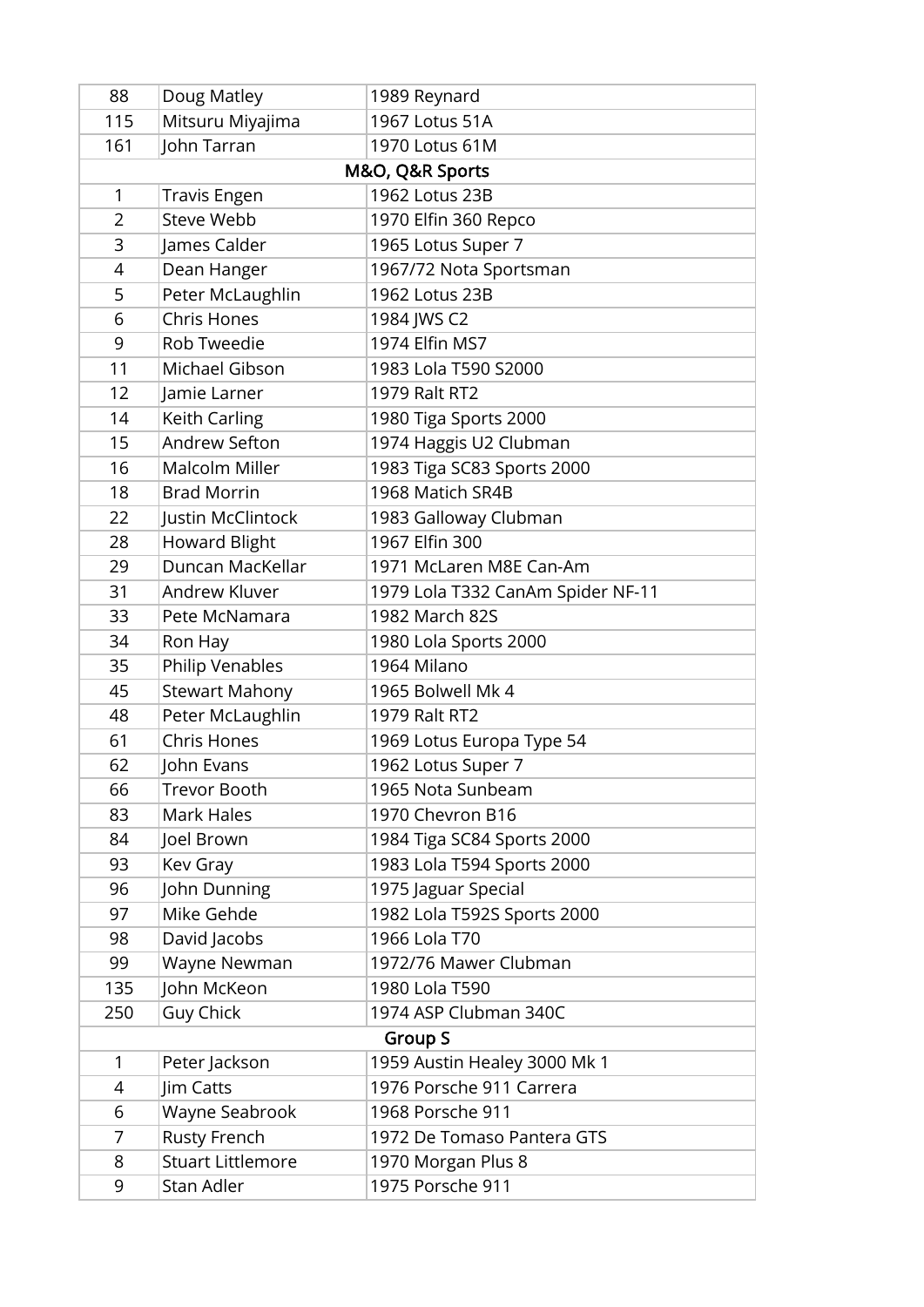| 88 | Doug Matley | 1989 Reynard |
|---|---|---|
| 115 | Mitsuru Miyajima | 1967 Lotus 51A |
| 161 | John Tarran | 1970 Lotus 61M |
| **M&O, Q&R Sports** | | |
| 1 | Travis Engen | 1962 Lotus 23B |
| 2 | Steve Webb | 1970 Elfin 360 Repco |
| 3 | James Calder | 1965 Lotus Super 7 |
| 4 | Dean Hanger | 1967/72 Nota Sportsman |
| 5 | Peter McLaughlin | 1962 Lotus 23B |
| 6 | Chris Hones | 1984 JWS C2 |
| 9 | Rob Tweedie | 1974 Elfin MS7 |
| 11 | Michael Gibson | 1983 Lola T590 S2000 |
| 12 | Jamie Larner | 1979 Ralt RT2 |
| 14 | Keith Carling | 1980 Tiga Sports 2000 |
| 15 | Andrew Sefton | 1974 Haggis U2 Clubman |
| 16 | Malcolm Miller | 1983 Tiga SC83 Sports 2000 |
| 18 | Brad Morrin | 1968 Matich SR4B |
| 22 | Justin McClintock | 1983 Galloway Clubman |
| 28 | Howard Blight | 1967 Elfin 300 |
| 29 | Duncan MacKellar | 1971 McLaren M8E Can-Am |
| 31 | Andrew Kluver | 1979 Lola T332 CanAm Spider NF-11 |
| 33 | Pete McNamara | 1982 March 82S |
| 34 | Ron Hay | 1980 Lola Sports 2000 |
| 35 | Philip Venables | 1964 Milano |
| 45 | Stewart Mahony | 1965 Bolwell Mk 4 |
| 48 | Peter McLaughlin | 1979 Ralt RT2 |
| 61 | Chris Hones | 1969 Lotus Europa Type 54 |
| 62 | John Evans | 1962 Lotus Super 7 |
| 66 | Trevor Booth | 1965 Nota Sunbeam |
| 83 | Mark Hales | 1970 Chevron B16 |
| 84 | Joel Brown | 1984 Tiga SC84 Sports 2000 |
| 93 | Kev Gray | 1983 Lola T594 Sports 2000 |
| 96 | John Dunning | 1975 Jaguar Special |
| 97 | Mike Gehde | 1982 Lola T592S Sports 2000 |
| 98 | David Jacobs | 1966 Lola T70 |
| 99 | Wayne Newman | 1972/76 Mawer Clubman |
| 135 | John McKeon | 1980 Lola T590 |
| 250 | Guy Chick | 1974 ASP Clubman 340C |
| **Group S** | | |
| 1 | Peter Jackson | 1959 Austin Healey 3000 Mk 1 |
| 4 | Jim Catts | 1976 Porsche 911 Carrera |
| 6 | Wayne Seabrook | 1968 Porsche 911 |
| 7 | Rusty French | 1972 De Tomaso Pantera GTS |
| 8 | Stuart Littlemore | 1970 Morgan Plus 8 |
| 9 | Stan Adler | 1975 Porsche 911 |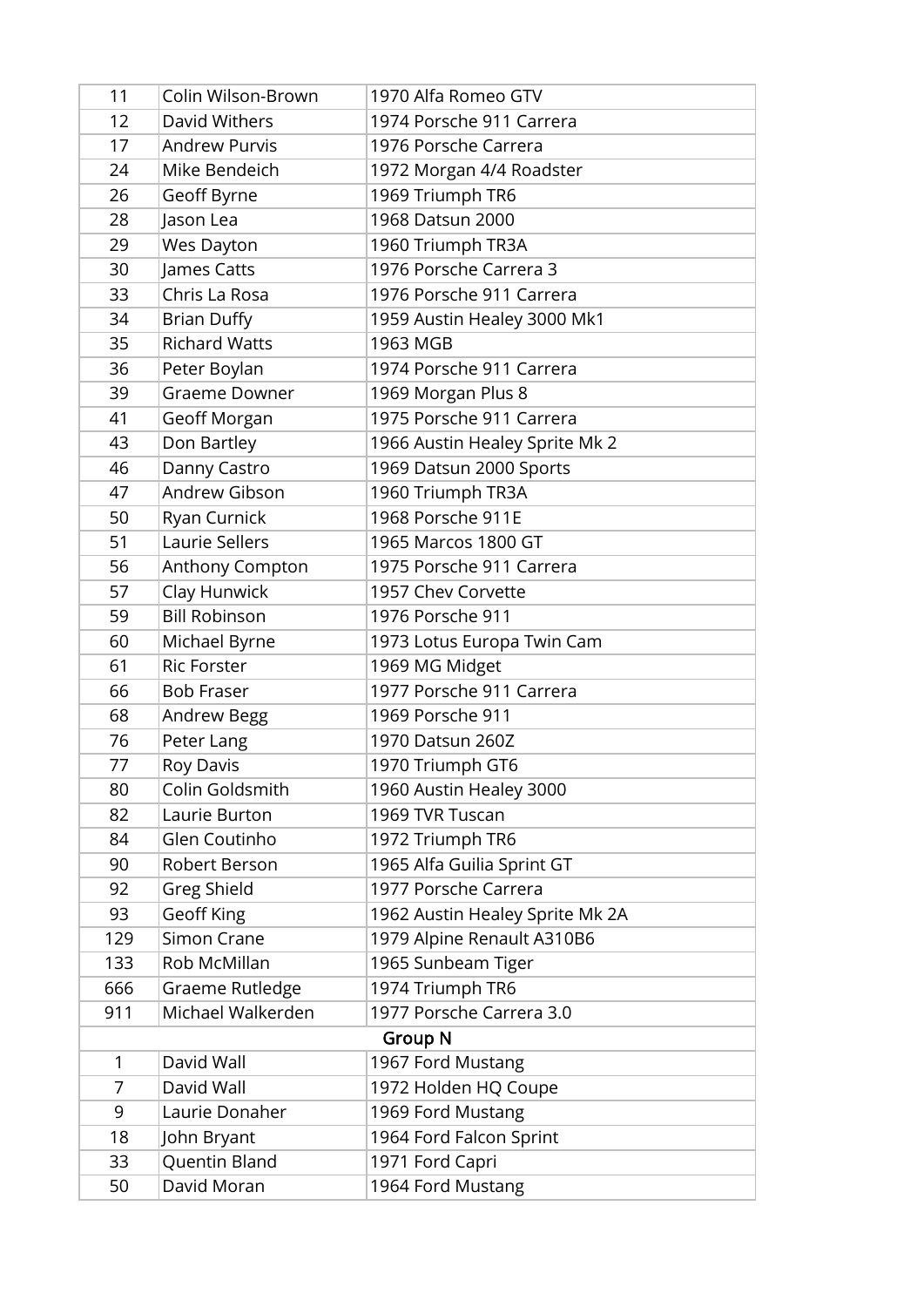| | | |
|---|---|---|
| 11 | Colin Wilson-Brown | 1970 Alfa Romeo GTV |
| 12 | David Withers | 1974 Porsche 911 Carrera |
| 17 | Andrew Purvis | 1976 Porsche Carrera |
| 24 | Mike Bendeich | 1972 Morgan 4/4 Roadster |
| 26 | Geoff Byrne | 1969 Triumph TR6 |
| 28 | Jason Lea | 1968 Datsun 2000 |
| 29 | Wes Dayton | 1960 Triumph TR3A |
| 30 | James Catts | 1976 Porsche Carrera 3 |
| 33 | Chris La Rosa | 1976 Porsche 911 Carrera |
| 34 | Brian Duffy | 1959 Austin Healey 3000 Mk1 |
| 35 | Richard Watts | 1963 MGB |
| 36 | Peter Boylan | 1974 Porsche 911 Carrera |
| 39 | Graeme Downer | 1969 Morgan Plus 8 |
| 41 | Geoff Morgan | 1975 Porsche 911 Carrera |
| 43 | Don Bartley | 1966 Austin Healey Sprite Mk 2 |
| 46 | Danny Castro | 1969 Datsun 2000 Sports |
| 47 | Andrew Gibson | 1960 Triumph TR3A |
| 50 | Ryan Curnick | 1968 Porsche 911E |
| 51 | Laurie Sellers | 1965 Marcos 1800 GT |
| 56 | Anthony Compton | 1975 Porsche 911 Carrera |
| 57 | Clay Hunwick | 1957 Chev Corvette |
| 59 | Bill Robinson | 1976 Porsche 911 |
| 60 | Michael Byrne | 1973 Lotus Europa Twin Cam |
| 61 | Ric Forster | 1969 MG Midget |
| 66 | Bob Fraser | 1977 Porsche 911 Carrera |
| 68 | Andrew Begg | 1969 Porsche 911 |
| 76 | Peter Lang | 1970 Datsun 260Z |
| 77 | Roy Davis | 1970 Triumph GT6 |
| 80 | Colin Goldsmith | 1960 Austin Healey 3000 |
| 82 | Laurie Burton | 1969 TVR Tuscan |
| 84 | Glen Coutinho | 1972 Triumph TR6 |
| 90 | Robert Berson | 1965 Alfa Guilia Sprint GT |
| 92 | Greg Shield | 1977 Porsche Carrera |
| 93 | Geoff King | 1962 Austin Healey Sprite Mk 2A |
| 129 | Simon Crane | 1979 Alpine Renault A310B6 |
| 133 | Rob McMillan | 1965 Sunbeam Tiger |
| 666 | Graeme Rutledge | 1974 Triumph TR6 |
| 911 | Michael Walkerden | 1977 Porsche Carrera 3.0 |
| **Group N** | | |
| 1 | David Wall | 1967 Ford Mustang |
| 7 | David Wall | 1972 Holden HQ Coupe |
| 9 | Laurie Donaher | 1969 Ford Mustang |
| 18 | John Bryant | 1964 Ford Falcon Sprint |
| 33 | Quentin Bland | 1971 Ford Capri |
| 50 | David Moran | 1964 Ford Mustang |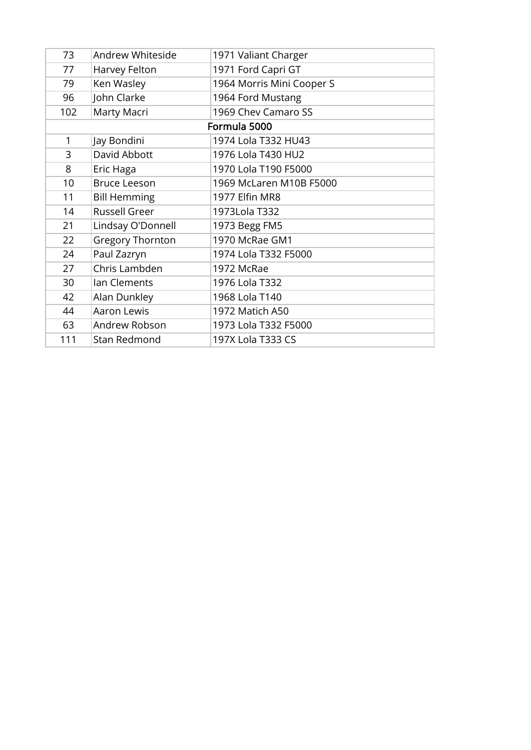| | | |
|---|---|---|
| 73 | Andrew Whiteside | 1971 Valiant Charger |
| 77 | Harvey Felton | 1971 Ford Capri GT |
| 79 | Ken Wasley | 1964 Morris Mini Cooper S |
| 96 | John Clarke | 1964 Ford Mustang |
| 102 | Marty Macri | 1969 Chev Camaro SS |
| Formula 5000 | | |
| 1 | Jay Bondini | 1974 Lola T332 HU43 |
| 3 | David Abbott | 1976 Lola T430 HU2 |
| 8 | Eric Haga | 1970 Lola T190 F5000 |
| 10 | Bruce Leeson | 1969 McLaren M10B F5000 |
| 11 | Bill Hemming | 1977 Elfin MR8 |
| 14 | Russell Greer | 1973Lola T332 |
| 21 | Lindsay O'Donnell | 1973 Begg FM5 |
| 22 | Gregory Thornton | 1970 McRae GM1 |
| 24 | Paul Zazryn | 1974 Lola T332 F5000 |
| 27 | Chris Lambden | 1972 McRae |
| 30 | Ian Clements | 1976 Lola T332 |
| 42 | Alan Dunkley | 1968 Lola T140 |
| 44 | Aaron Lewis | 1972 Matich A50 |
| 63 | Andrew Robson | 1973 Lola T332 F5000 |
| 111 | Stan Redmond | 197X Lola T333 CS |